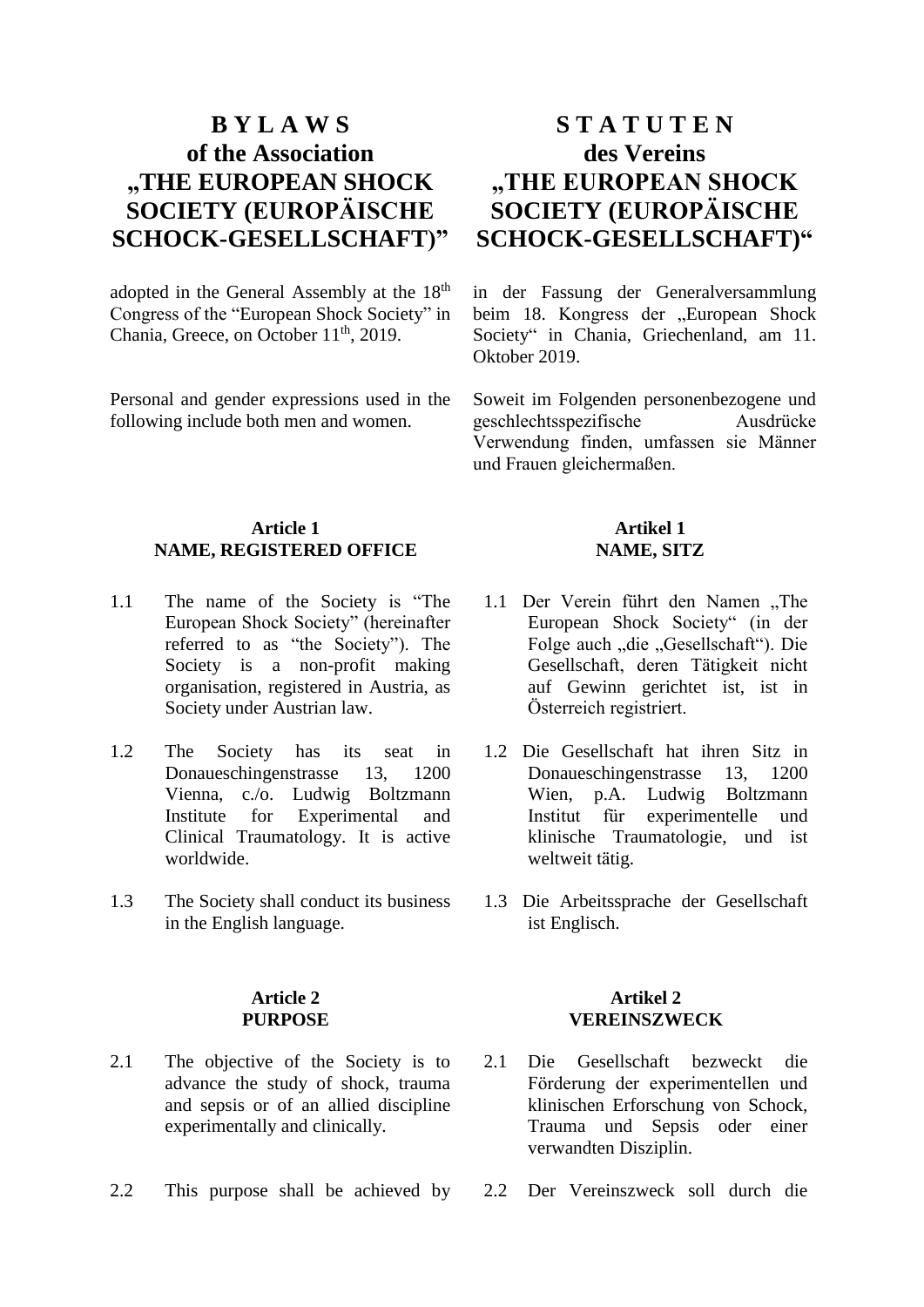# B Y L A W S
# of the Association
# „THE EUROPEAN SHOCK SOCIETY (EUROPÄISCHE SCHOCK-GESELLSCHAFT)"

adopted in the General Assembly at the 18th Congress of the "European Shock Society" in Chania, Greece, on October 11th, 2019.

Personal and gender expressions used in the following include both men and women.

## Article 1
## NAME, REGISTERED OFFICE

1.1 The name of the Society is "The European Shock Society" (hereinafter referred to as "the Society"). The Society is a non-profit making organisation, registered in Austria, as Society under Austrian law.

1.2 The Society has its seat in Donaueschingenstrasse 13, 1200 Vienna, c./o. Ludwig Boltzmann Institute for Experimental and Clinical Traumatology. It is active worldwide.

1.3 The Society shall conduct its business in the English language.

## Article 2
## PURPOSE

2.1 The objective of the Society is to advance the study of shock, trauma and sepsis or of an allied discipline experimentally and clinically.

2.2 This purpose shall be achieved by

# S T A T U T E N
# des Vereins
# „THE EUROPEAN SHOCK SOCIETY (EUROPÄISCHE SCHOCK-GESELLSCHAFT)“

in der Fassung der Generalversammlung beim 18. Kongress der „European Shock Society“ in Chania, Griechenland, am 11. Oktober 2019.

Soweit im Folgenden personenbezogene und geschlechtsspezifische Ausdrücke Verwendung finden, umfassen sie Männer und Frauen gleichermaßen.

## Artikel 1
## NAME, SITZ

1.1 Der Verein führt den Namen „The European Shock Society“ (in der Folge auch „die „Gesellschaft“). Die Gesellschaft, deren Tätigkeit nicht auf Gewinn gerichtet ist, ist in Österreich registriert.

1.2 Die Gesellschaft hat ihren Sitz in Donaueschingenstrasse 13, 1200 Wien, p.A. Ludwig Boltzmann Institut für experimentelle und klinische Traumatologie, und ist weltweit tätig.

1.3 Die Arbeitssprache der Gesellschaft ist Englisch.

## Artikel 2
## VEREINSZWECK

2.1 Die Gesellschaft bezweckt die Förderung der experimentellen und klinischen Erforschung von Schock, Trauma und Sepsis oder einer verwandten Disziplin.

2.2 Der Vereinszweck soll durch die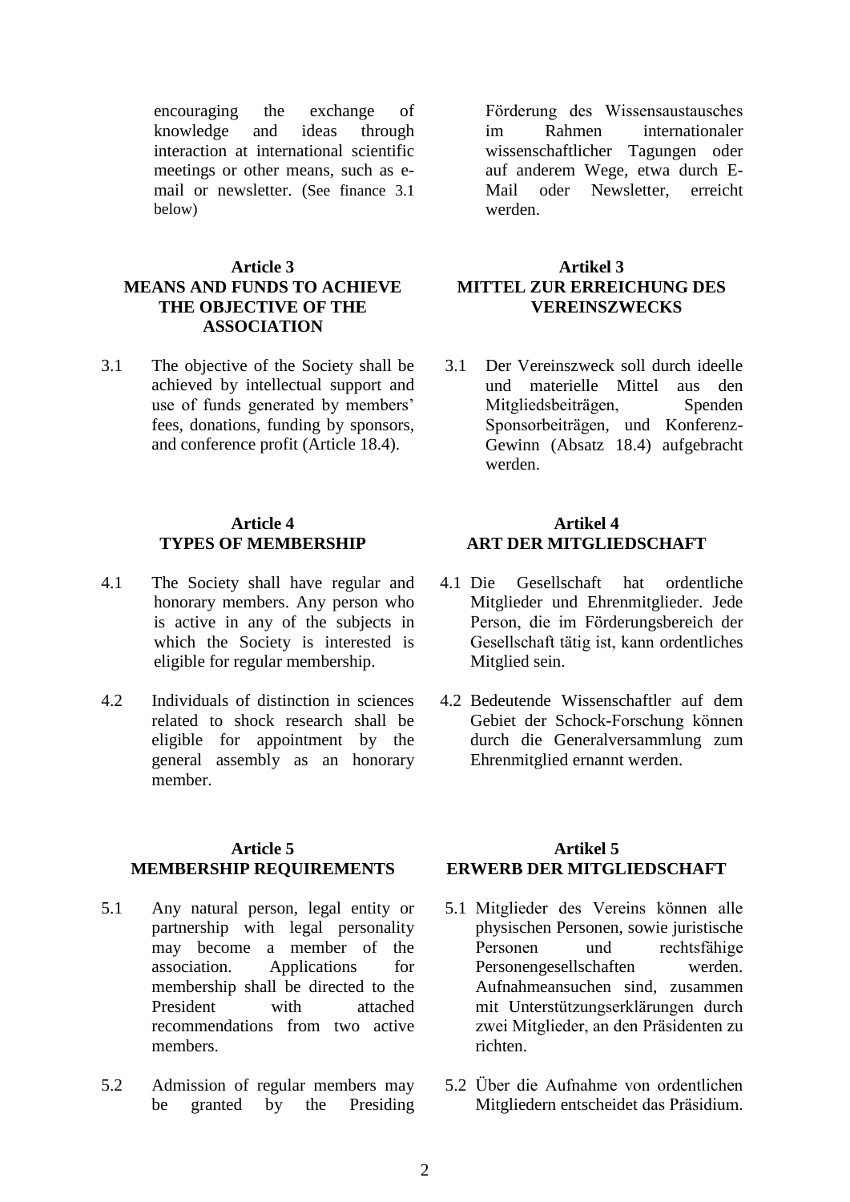encouraging the exchange of knowledge and ideas through interaction at international scientific meetings or other means, such as e-mail or newsletter. (See finance 3.1 below)

Förderung des Wissensaustausches im Rahmen internationaler wissenschaftlicher Tagungen oder auf anderem Wege, etwa durch E-Mail oder Newsletter, erreicht werden.

### Article 3
### MEANS AND FUNDS TO ACHIEVE THE OBJECTIVE OF THE ASSOCIATION

3.1 The objective of the Society shall be achieved by intellectual support and use of funds generated by members' fees, donations, funding by sponsors, and conference profit (Article 18.4).

### Artikel 3
### MITTEL ZUR ERREICHUNG DES VEREINSZWECKS

3.1 Der Vereinszweck soll durch ideelle und materielle Mittel aus den Mitgliedsbeiträgen, Spenden Sponsorbeiträgen, und Konferenz-Gewinn (Absatz 18.4) aufgebracht werden.

### Article 4
### TYPES OF MEMBERSHIP

4.1 The Society shall have regular and honorary members. Any person who is active in any of the subjects in which the Society is interested is eligible for regular membership.

4.2 Individuals of distinction in sciences related to shock research shall be eligible for appointment by the general assembly as an honorary member.

### Artikel 4
### ART DER MITGLIEDSCHAFT

4.1 Die Gesellschaft hat ordentliche Mitglieder und Ehrenmitglieder. Jede Person, die im Förderungsbereich der Gesellschaft tätig ist, kann ordentliches Mitglied sein.

4.2 Bedeutende Wissenschaftler auf dem Gebiet der Schock-Forschung können durch die Generalversammlung zum Ehrenmitglied ernannt werden.

### Article 5
### MEMBERSHIP REQUIREMENTS

5.1 Any natural person, legal entity or partnership with legal personality may become a member of the association. Applications for membership shall be directed to the President with attached recommendations from two active members.

5.2 Admission of regular members may be granted by the Presiding

### Artikel 5
### ERWERB DER MITGLIEDSCHAFT

5.1 Mitglieder des Vereins können alle physischen Personen, sowie juristische Personen und rechtsfähige Personengesellschaften werden. Aufnahmeansuchen sind, zusammen mit Unterstützungserklärungen durch zwei Mitglieder, an den Präsidenten zu richten.

5.2 Über die Aufnahme von ordentlichen Mitgliedern entscheidet das Präsidium.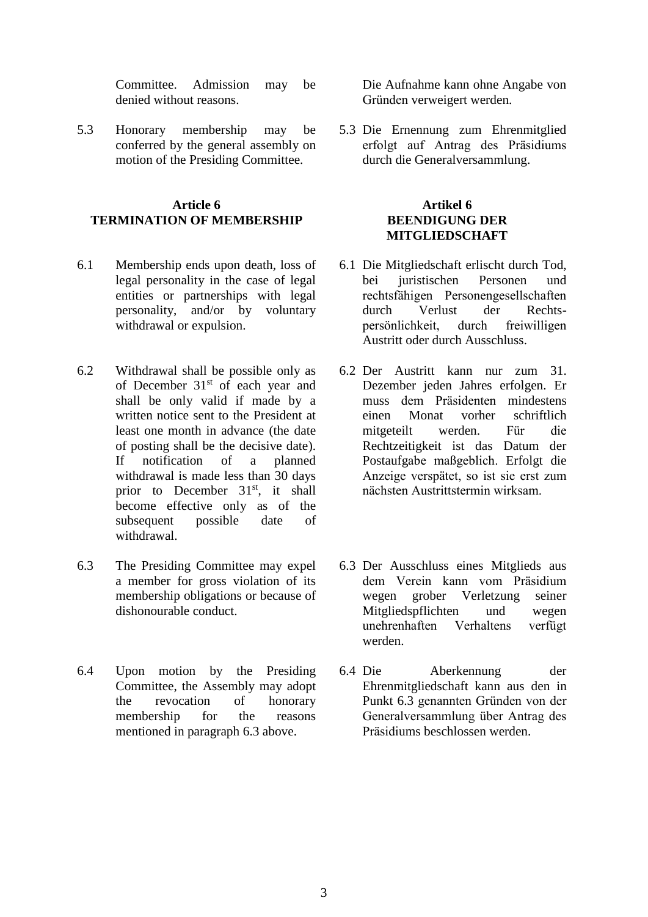Committee. Admission may be denied without reasons.

Die Aufnahme kann ohne Angabe von Gründen verweigert werden.

5.3 Honorary membership may be conferred by the general assembly on motion of the Presiding Committee.

5.3 Die Ernennung zum Ehrenmitglied erfolgt auf Antrag des Präsidiums durch die Generalversammlung.

**Article 6**
**TERMINATION OF MEMBERSHIP**

**Artikel 6**
**BEENDIGUNG DER MITGLIEDSCHAFT**

6.1 Membership ends upon death, loss of legal personality in the case of legal entities or partnerships with legal personality, and/or by voluntary withdrawal or expulsion.

6.1 Die Mitgliedschaft erlischt durch Tod, bei juristischen Personen und rechtsfähigen Personengesellschaften durch Verlust der Rechtspersönlichkeit, durch freiwilligen Austritt oder durch Ausschluss.

6.2 Withdrawal shall be possible only as of December 31st of each year and shall be only valid if made by a written notice sent to the President at least one month in advance (the date of posting shall be the decisive date). If notification of a planned withdrawal is made less than 30 days prior to December 31st, it shall become effective only as of the subsequent possible date of withdrawal.

6.2 Der Austritt kann nur zum 31. Dezember jeden Jahres erfolgen. Er muss dem Präsidenten mindestens einen Monat vorher schriftlich mitgeteilt werden. Für die Rechtzeitigkeit ist das Datum der Postaufgabe maßgeblich. Erfolgt die Anzeige verspätet, so ist sie erst zum nächsten Austrittstermin wirksam.

6.3 The Presiding Committee may expel a member for gross violation of its membership obligations or because of dishonourable conduct.

6.3 Der Ausschluss eines Mitglieds aus dem Verein kann vom Präsidium wegen grober Verletzung seiner Mitgliedspflichten und wegen unehrenhaften Verhaltens verfügt werden.

6.4 Upon motion by the Presiding Committee, the Assembly may adopt the revocation of honorary membership for the reasons mentioned in paragraph 6.3 above.

6.4 Die Aberkennung der Ehrenmitgliedschaft kann aus den in Punkt 6.3 genannten Gründen von der Generalversammlung über Antrag des Präsidiums beschlossen werden.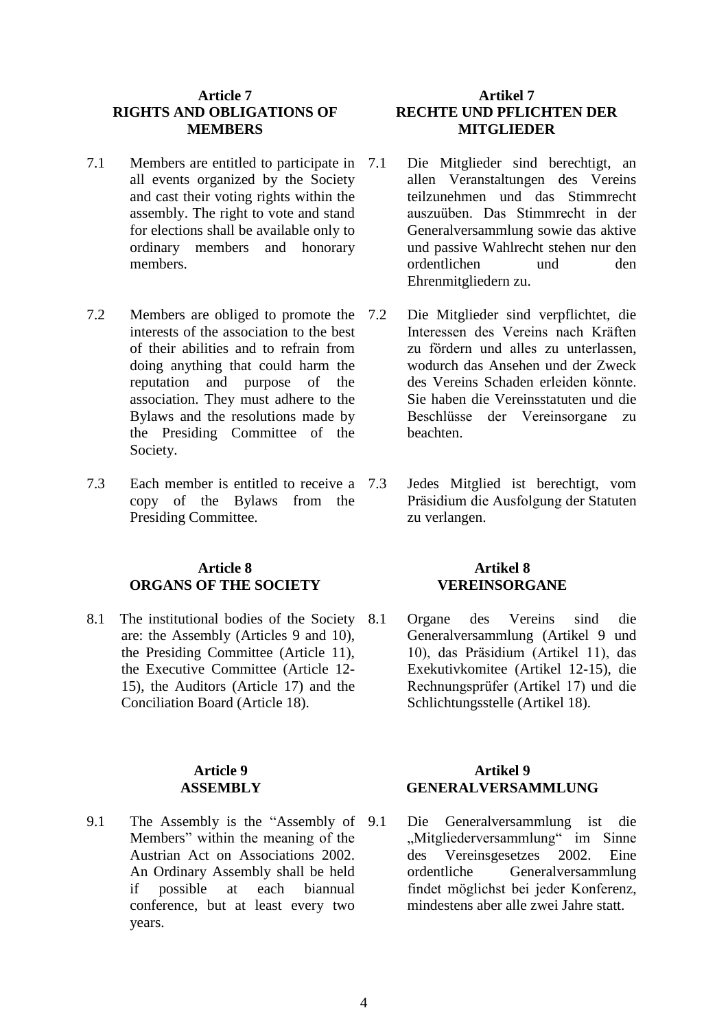## Article 7
## RIGHTS AND OBLIGATIONS OF MEMBERS

7.1 Members are entitled to participate in all events organized by the Society and cast their voting rights within the assembly. The right to vote and stand for elections shall be available only to ordinary members and honorary members.

7.2 Members are obliged to promote the interests of the association to the best of their abilities and to refrain from doing anything that could harm the reputation and purpose of the association. They must adhere to the Bylaws and the resolutions made by the Presiding Committee of the Society.

7.3 Each member is entitled to receive a copy of the Bylaws from the Presiding Committee.

## Article 8
## ORGANS OF THE SOCIETY

8.1 The institutional bodies of the Society are: the Assembly (Articles 9 and 10), the Presiding Committee (Article 11), the Executive Committee (Article 12-15), the Auditors (Article 17) and the Conciliation Board (Article 18).

## Article 9
## ASSEMBLY

9.1 The Assembly is the "Assembly of Members" within the meaning of the Austrian Act on Associations 2002. An Ordinary Assembly shall be held if possible at each biannual conference, but at least every two years.

## Artikel 7
## RECHTE UND PFLICHTEN DER MITGLIEDER

7.1 Die Mitglieder sind berechtigt, an allen Veranstaltungen des Vereins teilzunehmen und das Stimmrecht auszuüben. Das Stimmrecht in der Generalversammlung sowie das aktive und passive Wahlrecht stehen nur den ordentlichen und den Ehrenmitgliedern zu.

7.2 Die Mitglieder sind verpflichtet, die Interessen des Vereins nach Kräften zu fördern und alles zu unterlassen, wodurch das Ansehen und der Zweck des Vereins Schaden erleiden könnte. Sie haben die Vereinsstatuten und die Beschlüsse der Vereinsorgane zu beachten.

7.3 Jedes Mitglied ist berechtigt, vom Präsidium die Ausfolgung der Statuten zu verlangen.

## Artikel 8
## VEREINSORGANE

8.1 Organe des Vereins sind die Generalversammlung (Artikel 9 und 10), das Präsidium (Artikel 11), das Exekutivkomitee (Artikel 12-15), die Rechnungsprüfer (Artikel 17) und die Schlichtungsstelle (Artikel 18).

## Artikel 9
## GENERALVERSAMMLUNG

9.1 Die Generalversammlung ist die „Mitgliederversammlung" im Sinne des Vereinsgesetzes 2002. Eine ordentliche Generalversammlung findet möglichst bei jeder Konferenz, mindestens aber alle zwei Jahre statt.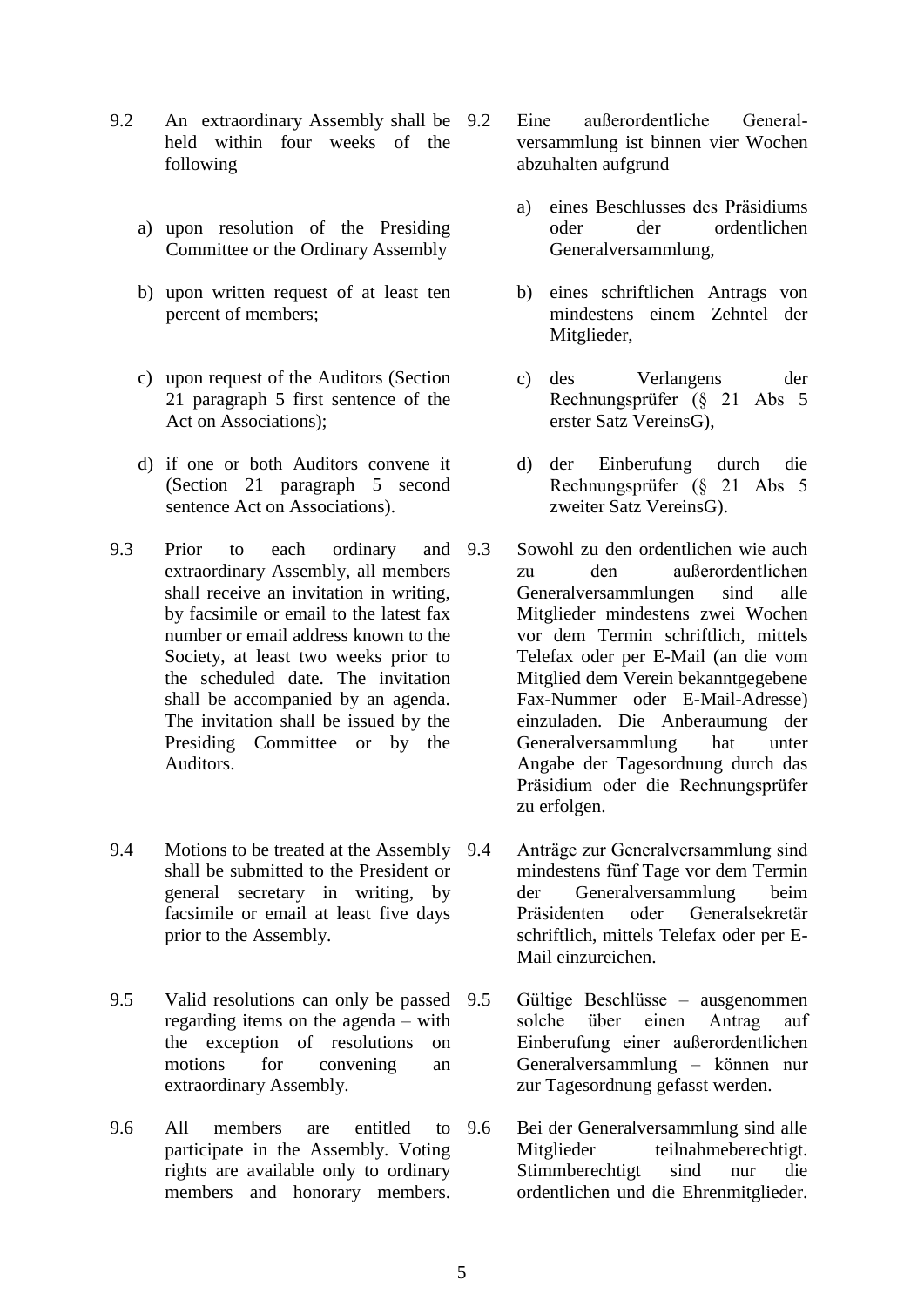| | | | |
|---|---|---|---|
| 9.2 | An extraordinary Assembly shall be held within four weeks of the following<br><br>a) upon resolution of the Presiding Committee or the Ordinary Assembly<br><br>b) upon written request of at least ten percent of members;<br><br>c) upon request of the Auditors (Section 21 paragraph 5 first sentence of the Act on Associations);<br><br>d) if one or both Auditors convene it (Section 21 paragraph 5 second sentence Act on Associations). | 9.2 | Eine außerordentliche Generalversammlung ist binnen vier Wochen abzuhalten aufgrund<br><br>a) eines Beschlusses des Präsidiums oder der ordentlichen Generalversammlung,<br><br>b) eines schriftlichen Antrags von mindestens einem Zehntel der Mitglieder,<br><br>c) des Verlangens der Rechnungsprüfer (§ 21 Abs 5 erster Satz VereinsG),<br><br>d) der Einberufung durch die Rechnungsprüfer (§ 21 Abs 5 zweiter Satz VereinsG). |
| 9.3 | Prior to each ordinary and extraordinary Assembly, all members shall receive an invitation in writing, by facsimile or email to the latest fax number or email address known to the Society, at least two weeks prior to the scheduled date. The invitation shall be accompanied by an agenda. The invitation shall be issued by the Presiding Committee or by the Auditors. | 9.3 | Sowohl zu den ordentlichen wie auch zu den außerordentlichen Generalversammlungen sind alle Mitglieder mindestens zwei Wochen vor dem Termin schriftlich, mittels Telefax oder per E-Mail (an die vom Mitglied dem Verein bekanntgegebene Fax-Nummer oder E-Mail-Adresse) einzuladen. Die Anberaumung der Generalversammlung hat unter Angabe der Tagesordnung durch das Präsidium oder die Rechnungsprüfer zu erfolgen. |
| 9.4 | Motions to be treated at the Assembly shall be submitted to the President or general secretary in writing, by facsimile or email at least five days prior to the Assembly. | 9.4 | Anträge zur Generalversammlung sind mindestens fünf Tage vor dem Termin der Generalversammlung beim Präsidenten oder Generalsekretär schriftlich, mittels Telefax oder per E-Mail einzureichen. |
| 9.5 | Valid resolutions can only be passed regarding items on the agenda – with the exception of resolutions on motions for convening an extraordinary Assembly. | 9.5 | Gültige Beschlüsse – ausgenommen solche über einen Antrag auf Einberufung einer außerordentlichen Generalversammlung – können nur zur Tagesordnung gefasst werden. |
| 9.6 | All members are entitled to participate in the Assembly. Voting rights are available only to ordinary members and honorary members. | 9.6 | Bei der Generalversammlung sind alle Mitglieder teilnahmeberechtigt. Stimmberechtigt sind nur die ordentlichen und die Ehrenmitglieder. |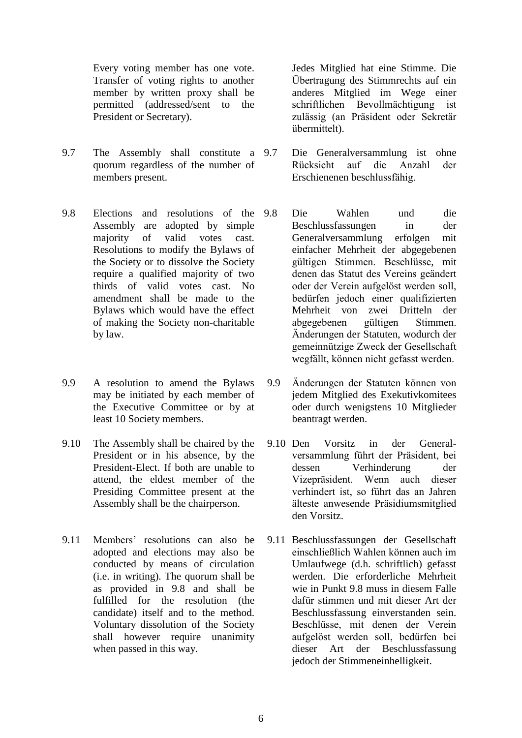Every voting member has one vote. Transfer of voting rights to another member by written proxy shall be permitted (addressed/sent to the President or Secretary).

Jedes Mitglied hat eine Stimme. Die Übertragung des Stimmrechts auf ein anderes Mitglied im Wege einer schriftlichen Bevollmächtigung ist zulässig (an Präsident oder Sekretär übermittelt).

9.7 The Assembly shall constitute a quorum regardless of the number of members present.

9.7 Die Generalversammlung ist ohne Rücksicht auf die Anzahl der Erschienenen beschlussfähig.

9.8 Elections and resolutions of the Assembly are adopted by simple majority of valid votes cast. Resolutions to modify the Bylaws of the Society or to dissolve the Society require a qualified majority of two thirds of valid votes cast. No amendment shall be made to the Bylaws which would have the effect of making the Society non-charitable by law.

9.8 Die Wahlen und die Beschlussfassungen in der Generalversammlung erfolgen mit einfacher Mehrheit der abgegebenen gültigen Stimmen. Beschlüsse, mit denen das Statut des Vereins geändert oder der Verein aufgelöst werden soll, bedürfen jedoch einer qualifizierten Mehrheit von zwei Dritteln der abgegebenen gültigen Stimmen. Änderungen der Statuten, wodurch der gemeinnützige Zweck der Gesellschaft wegfällt, können nicht gefasst werden.

9.9 A resolution to amend the Bylaws may be initiated by each member of the Executive Committee or by at least 10 Society members.

9.9 Änderungen der Statuten können von jedem Mitglied des Exekutivkomitees oder durch wenigstens 10 Mitglieder beantragt werden.

9.10 The Assembly shall be chaired by the President or in his absence, by the President-Elect. If both are unable to attend, the eldest member of the Presiding Committee present at the Assembly shall be the chairperson.

9.10 Den Vorsitz in der Generalversammlung führt der Präsident, bei dessen Verhinderung der Vizepräsident. Wenn auch dieser verhindert ist, so führt das an Jahren älteste anwesende Präsidiumsmitglied den Vorsitz.

9.11 Members' resolutions can also be adopted and elections may also be conducted by means of circulation (i.e. in writing). The quorum shall be as provided in 9.8 and shall be fulfilled for the resolution (the candidate) itself and to the method. Voluntary dissolution of the Society shall however require unanimity when passed in this way.

9.11 Beschlussfassungen der Gesellschaft einschließlich Wahlen können auch im Umlaufwege (d.h. schriftlich) gefasst werden. Die erforderliche Mehrheit wie in Punkt 9.8 muss in diesem Falle dafür stimmen und mit dieser Art der Beschlussfassung einverstanden sein. Beschlüsse, mit denen der Verein aufgelöst werden soll, bedürfen bei dieser Art der Beschlussfassung jedoch der Stimmeneinhelligkeit.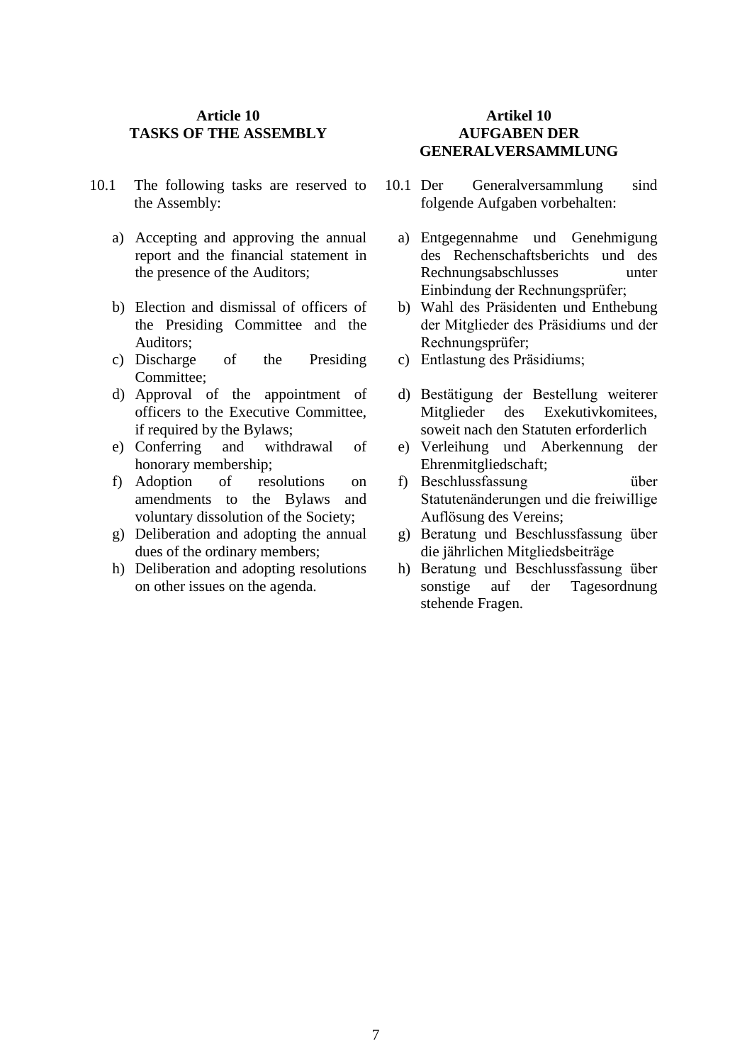## Article 10
## TASKS OF THE ASSEMBLY

10.1 The following tasks are reserved to the Assembly:

a) Accepting and approving the annual report and the financial statement in the presence of the Auditors;
b) Election and dismissal of officers of the Presiding Committee and the Auditors;
c) Discharge of the Presiding Committee;
d) Approval of the appointment of officers to the Executive Committee, if required by the Bylaws;
e) Conferring and withdrawal of honorary membership;
f) Adoption of resolutions on amendments to the Bylaws and voluntary dissolution of the Society;
g) Deliberation and adopting the annual dues of the ordinary members;
h) Deliberation and adopting resolutions on other issues on the agenda.

## Artikel 10
## AUFGABEN DER GENERALVERSAMMLUNG

10.1 Der Generalversammlung sind folgende Aufgaben vorbehalten:

a) Entgegennahme und Genehmigung des Rechenschaftsberichts und des Rechnungsabschlusses unter Einbindung der Rechnungsprüfer;
b) Wahl des Präsidenten und Enthebung der Mitglieder des Präsidiums und der Rechnungsprüfer;
c) Entlastung des Präsidiums;
d) Bestätigung der Bestellung weiterer Mitglieder des Exekutivkomitees, soweit nach den Statuten erforderlich
e) Verleihung und Aberkennung der Ehrenmitgliedschaft;
f) Beschlussfassung über Statutenänderungen und die freiwillige Auflösung des Vereins;
g) Beratung und Beschlussfassung über die jährlichen Mitgliedsbeiträge
h) Beratung und Beschlussfassung über sonstige auf der Tagesordnung stehende Fragen.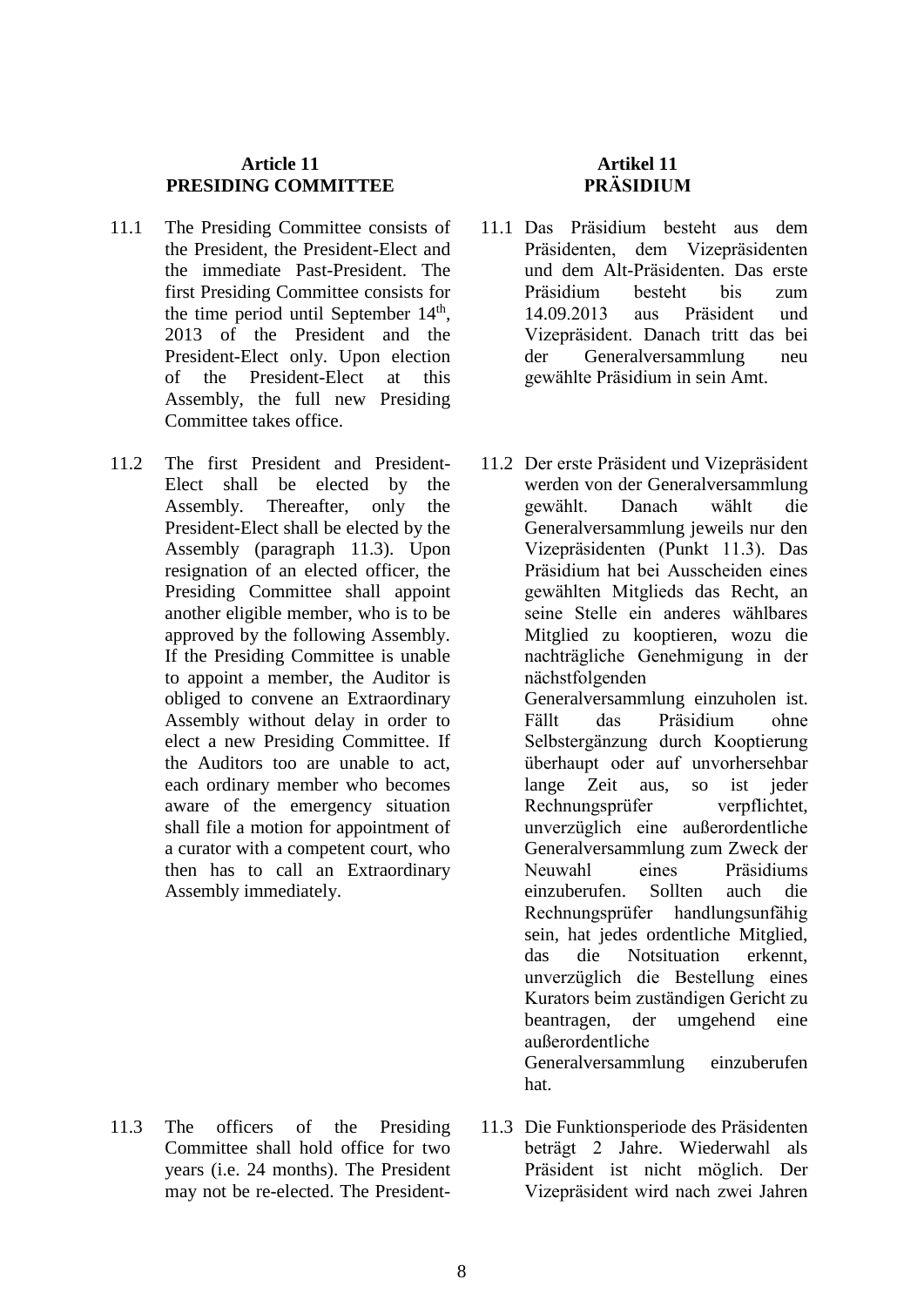**Article 11**
**PRESIDING COMMITTEE**

11.1 The Presiding Committee consists of the President, the President-Elect and the immediate Past-President. The first Presiding Committee consists for the time period until September 14th, 2013 of the President and the President-Elect only. Upon election of the President-Elect at this Assembly, the full new Presiding Committee takes office.

11.2 The first President and President-Elect shall be elected by the Assembly. Thereafter, only the President-Elect shall be elected by the Assembly (paragraph 11.3). Upon resignation of an elected officer, the Presiding Committee shall appoint another eligible member, who is to be approved by the following Assembly. If the Presiding Committee is unable to appoint a member, the Auditor is obliged to convene an Extraordinary Assembly without delay in order to elect a new Presiding Committee. If the Auditors too are unable to act, each ordinary member who becomes aware of the emergency situation shall file a motion for appointment of a curator with a competent court, who then has to call an Extraordinary Assembly immediately.

11.3 The officers of the Presiding Committee shall hold office for two years (i.e. 24 months). The President may not be re-elected. The President-

**Artikel 11**
**PRÄSIDIUM**

11.1 Das Präsidium besteht aus dem Präsidenten, dem Vizepräsidenten und dem Alt-Präsidenten. Das erste Präsidium besteht bis zum 14.09.2013 aus Präsident und Vizepräsident. Danach tritt das bei der Generalversammlung neu gewählte Präsidium in sein Amt.

11.2 Der erste Präsident und Vizepräsident werden von der Generalversammlung gewählt. Danach wählt die Generalversammlung jeweils nur den Vizepräsidenten (Punkt 11.3). Das Präsidium hat bei Ausscheiden eines gewählten Mitglieds das Recht, an seine Stelle ein anderes wählbares Mitglied zu kooptieren, wozu die nachträgliche Genehmigung in der nächstfolgenden Generalversammlung einzuholen ist. Fällt das Präsidium ohne Selbstergänzung durch Kooptierung überhaupt oder auf unvorhersehbar lange Zeit aus, so ist jeder Rechnungsprüfer verpflichtet, unverzüglich eine außerordentliche Generalversammlung zum Zweck der Neuwahl eines Präsidiums einzuberufen. Sollten auch die Rechnungsprüfer handlungsunfähig sein, hat jedes ordentliche Mitglied, das die Notsituation erkennt, unverzüglich die Bestellung eines Kurators beim zuständigen Gericht zu beantragen, der umgehend eine außerordentliche Generalversammlung einzuberufen hat.

11.3 Die Funktionsperiode des Präsidenten beträgt 2 Jahre. Wiederwahl als Präsident ist nicht möglich. Der Vizepräsident wird nach zwei Jahren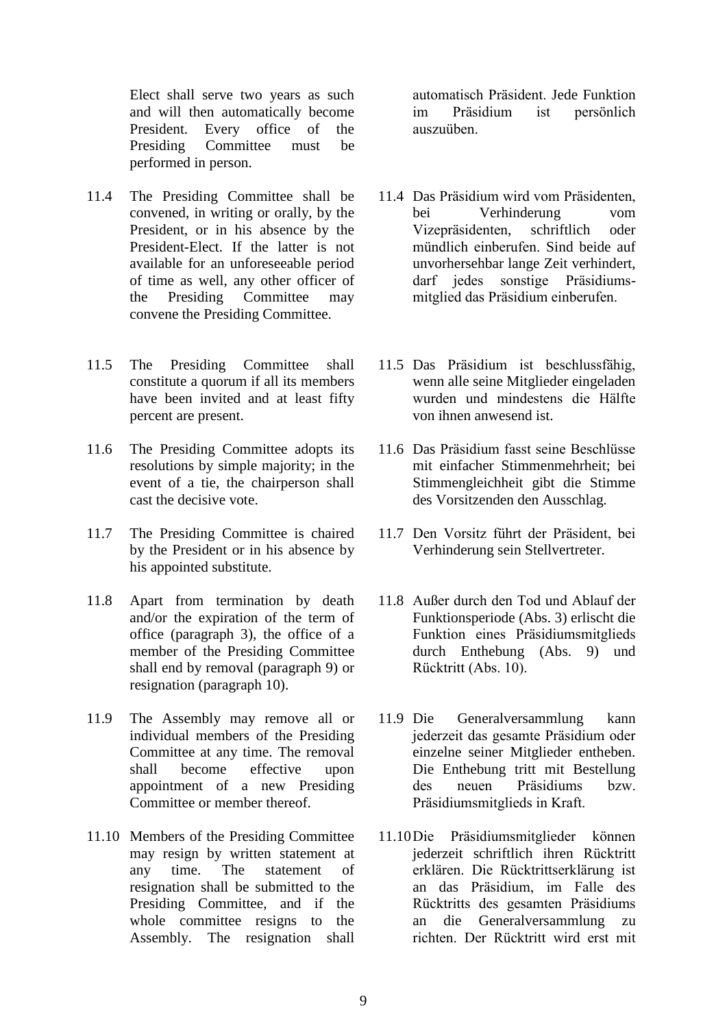Elect shall serve two years as such and will then automatically become President. Every office of the Presiding Committee must be performed in person.

automatisch Präsident. Jede Funktion im Präsidium ist persönlich auszuüben.

11.4 The Presiding Committee shall be convened, in writing or orally, by the President, or in his absence by the President-Elect. If the latter is not available for an unforeseeable period of time as well, any other officer of the Presiding Committee may convene the Presiding Committee.

11.4 Das Präsidium wird vom Präsidenten, bei Verhinderung vom Vizepräsidenten, schriftlich oder mündlich einberufen. Sind beide auf unvorhersehbar lange Zeit verhindert, darf jedes sonstige Präsidiumsmitglied das Präsidium einberufen.

11.5 The Presiding Committee shall constitute a quorum if all its members have been invited and at least fifty percent are present.

11.5 Das Präsidium ist beschlussfähig, wenn alle seine Mitglieder eingeladen wurden und mindestens die Hälfte von ihnen anwesend ist.

11.6 The Presiding Committee adopts its resolutions by simple majority; in the event of a tie, the chairperson shall cast the decisive vote.

11.6 Das Präsidium fasst seine Beschlüsse mit einfacher Stimmenmehrheit; bei Stimmengleichheit gibt die Stimme des Vorsitzenden den Ausschlag.

11.7 The Presiding Committee is chaired by the President or in his absence by his appointed substitute.

11.7 Den Vorsitz führt der Präsident, bei Verhinderung sein Stellvertreter.

11.8 Apart from termination by death and/or the expiration of the term of office (paragraph 3), the office of a member of the Presiding Committee shall end by removal (paragraph 9) or resignation (paragraph 10).

11.8 Außer durch den Tod und Ablauf der Funktionsperiode (Abs. 3) erlischt die Funktion eines Präsidiumsmitglieds durch Enthebung (Abs. 9) und Rücktritt (Abs. 10).

11.9 The Assembly may remove all or individual members of the Presiding Committee at any time. The removal shall become effective upon appointment of a new Presiding Committee or member thereof.

11.9 Die Generalversammlung kann jederzeit das gesamte Präsidium oder einzelne seiner Mitglieder entheben. Die Enthebung tritt mit Bestellung des neuen Präsidiums bzw. Präsidiumsmitglieds in Kraft.

11.10 Members of the Presiding Committee may resign by written statement at any time. The statement of resignation shall be submitted to the Presiding Committee, and if the whole committee resigns to the Assembly. The resignation shall

11.10 Die Präsidiumsmitglieder können jederzeit schriftlich ihren Rücktritt erklären. Die Rücktrittserklärung ist an das Präsidium, im Falle des Rücktritts des gesamten Präsidiums an die Generalversammlung zu richten. Der Rücktritt wird erst mit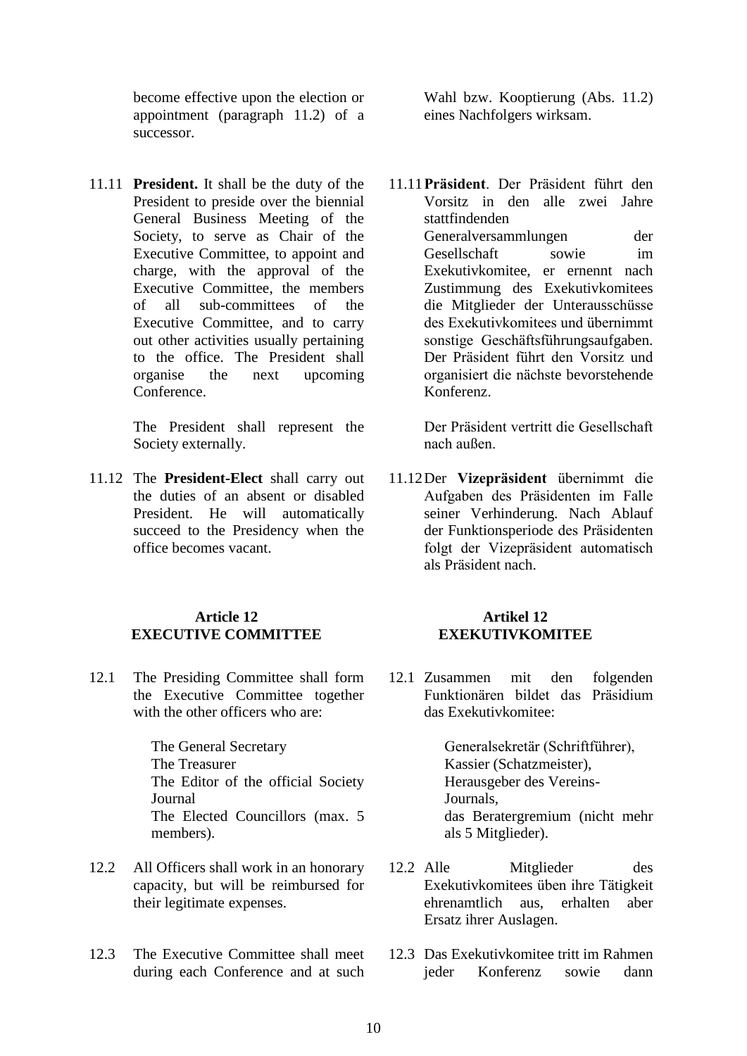become effective upon the election or appointment (paragraph 11.2) of a successor.

Wahl bzw. Kooptierung (Abs. 11.2) eines Nachfolgers wirksam.

11.11 **President.** It shall be the duty of the President to preside over the biennial General Business Meeting of the Society, to serve as Chair of the Executive Committee, to appoint and charge, with the approval of the Executive Committee, the members of all sub-committees of the Executive Committee, and to carry out other activities usually pertaining to the office. The President shall organise the next upcoming Conference.

The President shall represent the Society externally.

11.11 **Präsident**. Der Präsident führt den Vorsitz in den alle zwei Jahre stattfindenden Generalversammlungen der Gesellschaft sowie im Exekutivkomitee, er ernennt nach Zustimmung des Exekutivkomitees die Mitglieder der Unterausschüsse des Exekutivkomitees und übernimmt sonstige Geschäftsführungsaufgaben. Der Präsident führt den Vorsitz und organisiert die nächste bevorstehende Konferenz.

Der Präsident vertritt die Gesellschaft nach außen.

11.12 The **President-Elect** shall carry out the duties of an absent or disabled President. He will automatically succeed to the Presidency when the office becomes vacant.

11.12 Der **Vizepräsident** übernimmt die Aufgaben des Präsidenten im Falle seiner Verhinderung. Nach Ablauf der Funktionsperiode des Präsidenten folgt der Vizepräsident automatisch als Präsident nach.

## Article 12 EXECUTIVE COMMITTEE

## Artikel 12 EXEKUTIVKOMITEE

12.1 The Presiding Committee shall form the Executive Committee together with the other officers who are:

The General Secretary
The Treasurer
The Editor of the official Society Journal
The Elected Councillors (max. 5 members).

12.1 Zusammen mit den folgenden Funktionären bildet das Präsidium das Exekutivkomitee:

Generalsekretär (Schriftführer),
Kassier (Schatzmeister),
Herausgeber des Vereins-Journals,
das Beratergremium (nicht mehr als 5 Mitglieder).

12.2 All Officers shall work in an honorary capacity, but will be reimbursed for their legitimate expenses.

12.2 Alle Mitglieder des Exekutivkomitees üben ihre Tätigkeit ehrenamtlich aus, erhalten aber Ersatz ihrer Auslagen.

12.3 The Executive Committee shall meet during each Conference and at such

12.3 Das Exekutivkomitee tritt im Rahmen jeder Konferenz sowie dann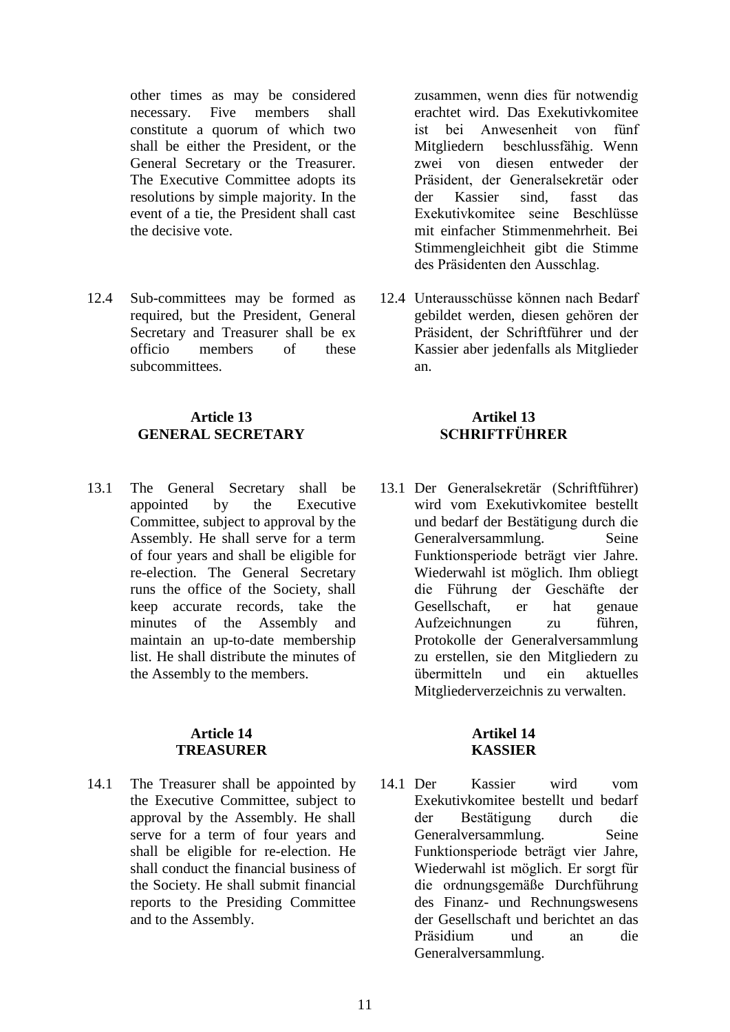other times as may be considered necessary. Five members shall constitute a quorum of which two shall be either the President, or the General Secretary or the Treasurer. The Executive Committee adopts its resolutions by simple majority. In the event of a tie, the President shall cast the decisive vote.

zusammen, wenn dies für notwendig erachtet wird. Das Exekutivkomitee ist bei Anwesenheit von fünf Mitgliedern beschlussfähig. Wenn zwei von diesen entweder der Präsident, der Generalsekretär oder der Kassier sind, fasst das Exekutivkomitee seine Beschlüsse mit einfacher Stimmenmehrheit. Bei Stimmengleichheit gibt die Stimme des Präsidenten den Ausschlag.

12.4 Sub-committees may be formed as required, but the President, General Secretary and Treasurer shall be ex officio members of these subcommittees.

12.4 Unterausschüsse können nach Bedarf gebildet werden, diesen gehören der Präsident, der Schriftführer und der Kassier aber jedenfalls als Mitglieder an.

## Article 13 GENERAL SECRETARY

## Artikel 13 SCHRIFTFÜHRER

13.1 The General Secretary shall be appointed by the Executive Committee, subject to approval by the Assembly. He shall serve for a term of four years and shall be eligible for re-election. The General Secretary runs the office of the Society, shall keep accurate records, take the minutes of the Assembly and maintain an up-to-date membership list. He shall distribute the minutes of the Assembly to the members.

13.1 Der Generalsekretär (Schriftführer) wird vom Exekutivkomitee bestellt und bedarf der Bestätigung durch die Generalversammlung. Seine Funktionsperiode beträgt vier Jahre. Wiederwahl ist möglich. Ihm obliegt die Führung der Geschäfte der Gesellschaft, er hat genaue Aufzeichnungen zu führen, Protokolle der Generalversammlung zu erstellen, sie den Mitgliedern zu übermitteln und ein aktuelles Mitgliederverzeichnis zu verwalten.

## Article 14 TREASURER

## Artikel 14 KASSIER

14.1 The Treasurer shall be appointed by the Executive Committee, subject to approval by the Assembly. He shall serve for a term of four years and shall be eligible for re-election. He shall conduct the financial business of the Society. He shall submit financial reports to the Presiding Committee and to the Assembly.

14.1 Der Kassier wird vom Exekutivkomitee bestellt und bedarf der Bestätigung durch die Generalversammlung. Seine Funktionsperiode beträgt vier Jahre, Wiederwahl ist möglich. Er sorgt für die ordnungsgemäße Durchführung des Finanz- und Rechnungswesens der Gesellschaft und berichtet an das Präsidium und an die Generalversammlung.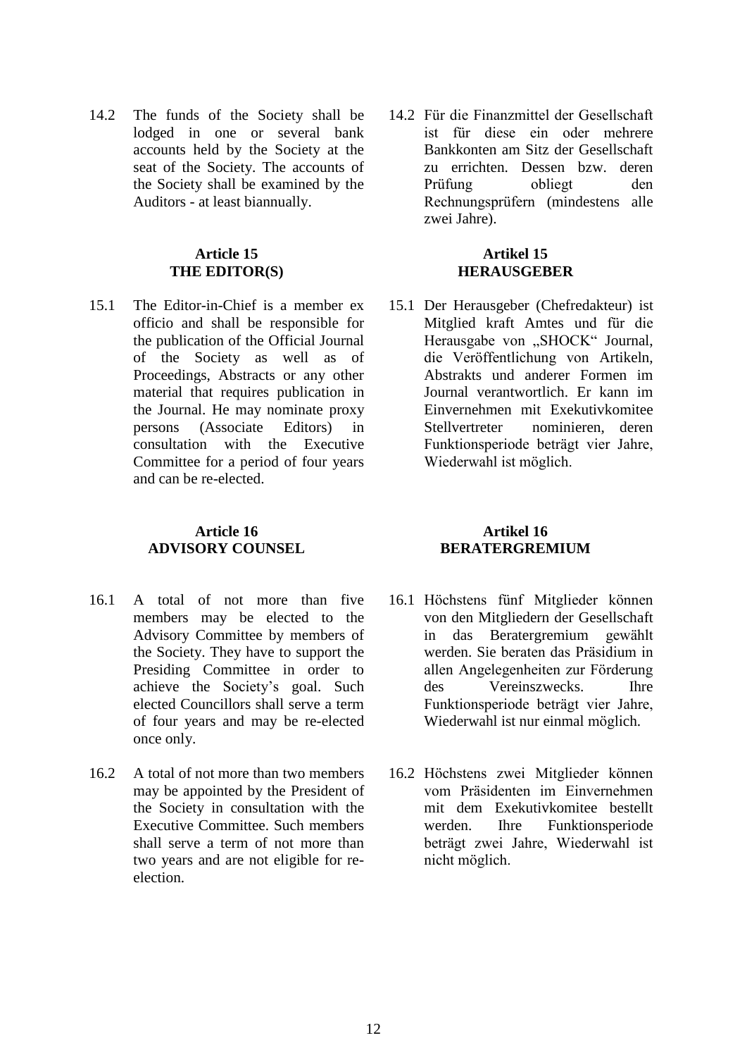14.2 The funds of the Society shall be lodged in one or several bank accounts held by the Society at the seat of the Society. The accounts of the Society shall be examined by the Auditors - at least biannually.

14.2 Für die Finanzmittel der Gesellschaft ist für diese ein oder mehrere Bankkonten am Sitz der Gesellschaft zu errichten. Dessen bzw. deren Prüfung obliegt den Rechnungsprüfern (mindestens alle zwei Jahre).

**Article 15**
**THE EDITOR(S)**

15.1 The Editor-in-Chief is a member ex officio and shall be responsible for the publication of the Official Journal of the Society as well as of Proceedings, Abstracts or any other material that requires publication in the Journal. He may nominate proxy persons (Associate Editors) in consultation with the Executive Committee for a period of four years and can be re-elected.

**Artikel 15**
**HERAUSGEBER**

15.1 Der Herausgeber (Chefredakteur) ist Mitglied kraft Amtes und für die Herausgabe von „SHOCK" Journal, die Veröffentlichung von Artikeln, Abstrakts und anderer Formen im Journal verantwortlich. Er kann im Einvernehmen mit Exekutivkomitee Stellvertreter nominieren, deren Funktionsperiode beträgt vier Jahre, Wiederwahl ist möglich.

**Article 16**
**ADVISORY COUNSEL**

16.1 A total of not more than five members may be elected to the Advisory Committee by members of the Society. They have to support the Presiding Committee in order to achieve the Society's goal. Such elected Councillors shall serve a term of four years and may be re-elected once only.

16.2 A total of not more than two members may be appointed by the President of the Society in consultation with the Executive Committee. Such members shall serve a term of not more than two years and are not eligible for re-election.

**Artikel 16**
**BERATERGREMIUM**

16.1 Höchstens fünf Mitglieder können von den Mitgliedern der Gesellschaft in das Beratergremium gewählt werden. Sie beraten das Präsidium in allen Angelegenheiten zur Förderung des Vereinszwecks. Ihre Funktionsperiode beträgt vier Jahre, Wiederwahl ist nur einmal möglich.

16.2 Höchstens zwei Mitglieder können vom Präsidenten im Einvernehmen mit dem Exekutivkomitee bestellt werden. Ihre Funktionsperiode beträgt zwei Jahre, Wiederwahl ist nicht möglich.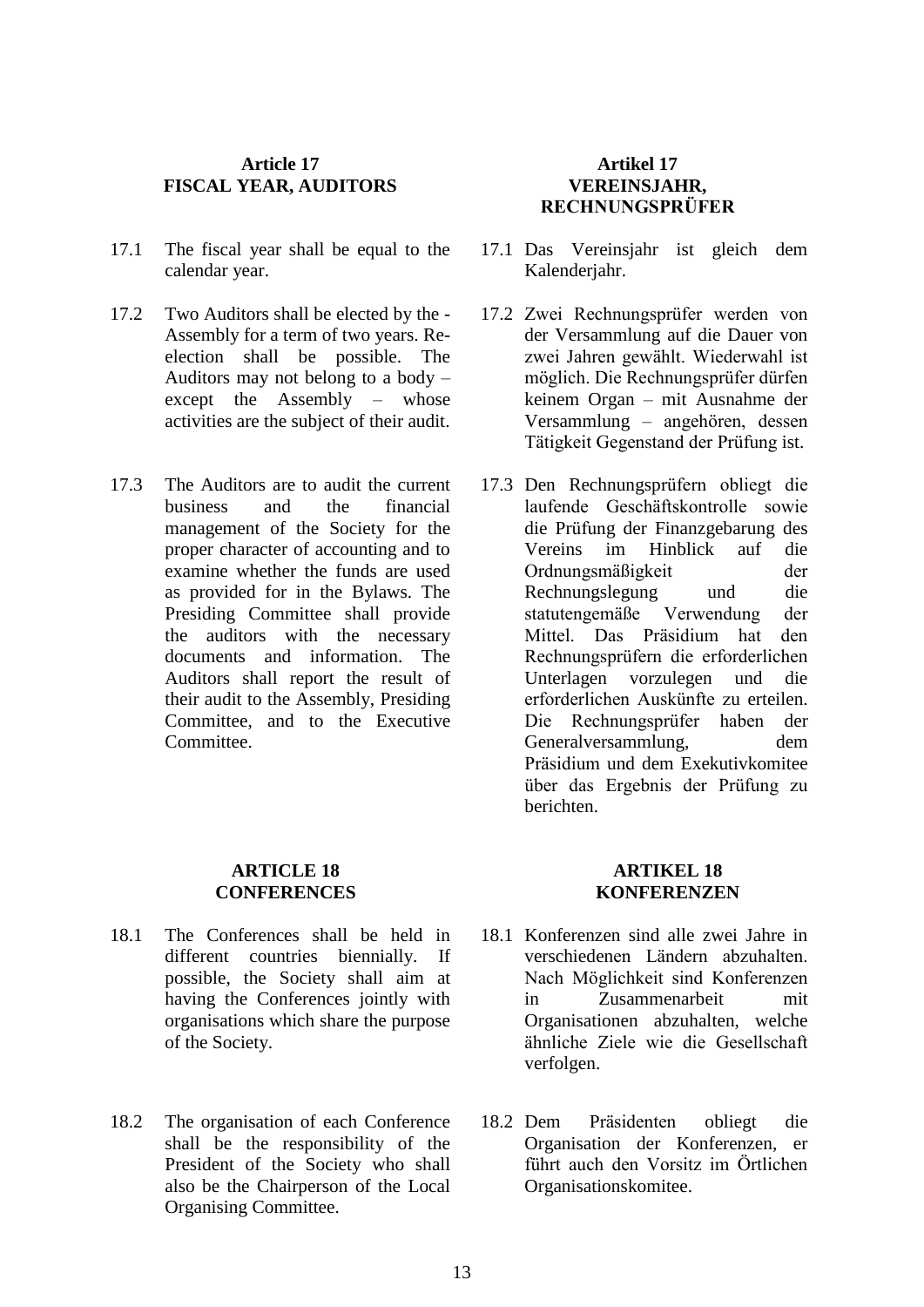**Article 17**
**FISCAL YEAR, AUDITORS**

17.1 The fiscal year shall be equal to the calendar year.

17.2 Two Auditors shall be elected by the - Assembly for a term of two years. Re-election shall be possible. The Auditors may not belong to a body – except the Assembly – whose activities are the subject of their audit.

17.3 The Auditors are to audit the current business and the financial management of the Society for the proper character of accounting and to examine whether the funds are used as provided for in the Bylaws. The Presiding Committee shall provide the auditors with the necessary documents and information. The Auditors shall report the result of their audit to the Assembly, Presiding Committee, and to the Executive Committee.

**Artikel 17**
**VEREINSJAHR, RECHNUNGSPRÜFER**

17.1 Das Vereinsjahr ist gleich dem Kalenderjahr.

17.2 Zwei Rechnungsprüfer werden von der Versammlung auf die Dauer von zwei Jahren gewählt. Wiederwahl ist möglich. Die Rechnungsprüfer dürfen keinem Organ – mit Ausnahme der Versammlung – angehören, dessen Tätigkeit Gegenstand der Prüfung ist.

17.3 Den Rechnungsprüfern obliegt die laufende Geschäftskontrolle sowie die Prüfung der Finanzgebarung des Vereins im Hinblick auf die Ordnungsmäßigkeit der Rechnungslegung und die statutengemäße Verwendung der Mittel. Das Präsidium hat den Rechnungsprüfern die erforderlichen Unterlagen vorzulegen und die erforderlichen Auskünfte zu erteilen. Die Rechnungsprüfer haben der Generalversammlung, dem Präsidium und dem Exekutivkomitee über das Ergebnis der Prüfung zu berichten.

**ARTICLE 18**
**CONFERENCES**

18.1 The Conferences shall be held in different countries biennially. If possible, the Society shall aim at having the Conferences jointly with organisations which share the purpose of the Society.

18.2 The organisation of each Conference shall be the responsibility of the President of the Society who shall also be the Chairperson of the Local Organising Committee.

**ARTIKEL 18**
**KONFERENZEN**

18.1 Konferenzen sind alle zwei Jahre in verschiedenen Ländern abzuhalten. Nach Möglichkeit sind Konferenzen in Zusammenarbeit mit Organisationen abzuhalten, welche ähnliche Ziele wie die Gesellschaft verfolgen.

18.2 Dem Präsidenten obliegt die Organisation der Konferenzen, er führt auch den Vorsitz im Örtlichen Organisationskomitee.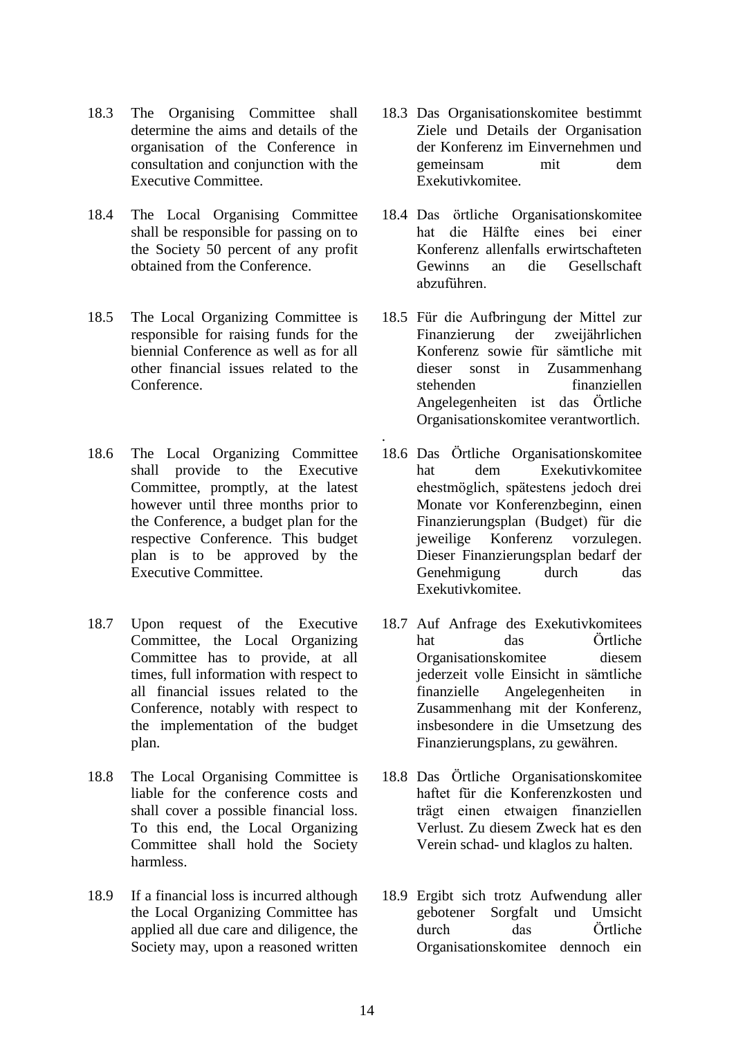18.3 The Organising Committee shall determine the aims and details of the organisation of the Conference in consultation and conjunction with the Executive Committee.

18.4 The Local Organising Committee shall be responsible for passing on to the Society 50 percent of any profit obtained from the Conference.

18.5 The Local Organizing Committee is responsible for raising funds for the biennial Conference as well as for all other financial issues related to the Conference.

18.6 The Local Organizing Committee shall provide to the Executive Committee, promptly, at the latest however until three months prior to the Conference, a budget plan for the respective Conference. This budget plan is to be approved by the Executive Committee.

18.7 Upon request of the Executive Committee, the Local Organizing Committee has to provide, at all times, full information with respect to all financial issues related to the Conference, notably with respect to the implementation of the budget plan.

18.8 The Local Organising Committee is liable for the conference costs and shall cover a possible financial loss. To this end, the Local Organizing Committee shall hold the Society harmless.

18.9 If a financial loss is incurred although the Local Organizing Committee has applied all due care and diligence, the Society may, upon a reasoned written

18.3 Das Organisationskomitee bestimmt Ziele und Details der Organisation der Konferenz im Einvernehmen und gemeinsam mit dem Exekutivkomitee.

18.4 Das örtliche Organisationskomitee hat die Hälfte eines bei einer Konferenz allenfalls erwirtschafteten Gewinns an die Gesellschaft abzuführen.

18.5 Für die Aufbringung der Mittel zur Finanzierung der zweijährlichen Konferenz sowie für sämtliche mit dieser sonst in Zusammenhang stehenden finanziellen Angelegenheiten ist das Örtliche Organisationskomitee verantwortlich.

18.6 Das Örtliche Organisationskomitee hat dem Exekutivkomitee ehestmöglich, spätestens jedoch drei Monate vor Konferenzbeginn, einen Finanzierungsplan (Budget) für die jeweilige Konferenz vorzulegen. Dieser Finanzierungsplan bedarf der Genehmigung durch das Exekutivkomitee.

18.7 Auf Anfrage des Exekutivkomitees hat das Örtliche Organisationskomitee diesem jederzeit volle Einsicht in sämtliche finanzielle Angelegenheiten in Zusammenhang mit der Konferenz, insbesondere in die Umsetzung des Finanzierungsplans, zu gewähren.

18.8 Das Örtliche Organisationskomitee haftet für die Konferenzkosten und trägt einen etwaigen finanziellen Verlust. Zu diesem Zweck hat es den Verein schad- und klaglos zu halten.

18.9 Ergibt sich trotz Aufwendung aller gebotener Sorgfalt und Umsicht durch das Örtliche Organisationskomitee dennoch ein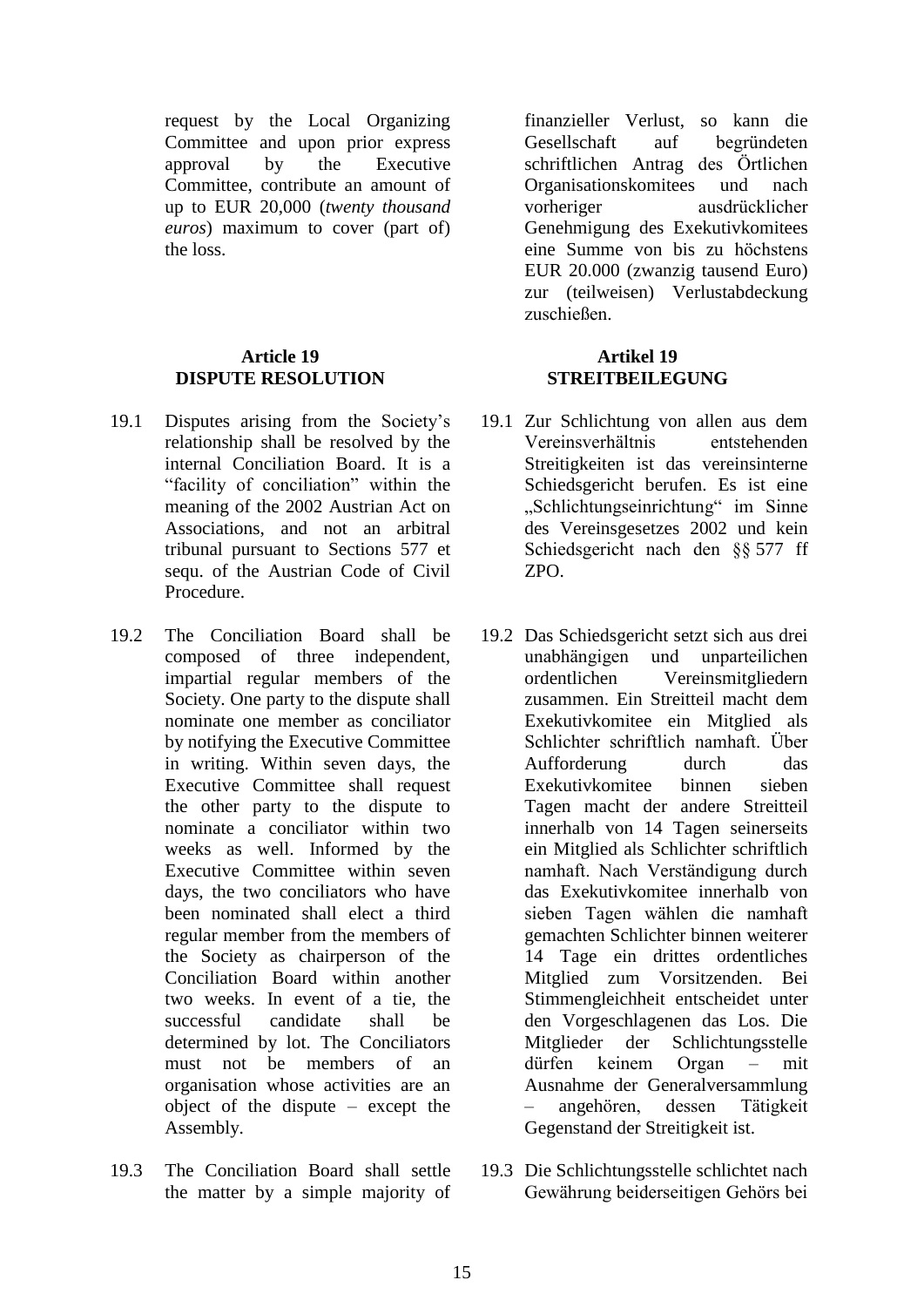request by the Local Organizing Committee and upon prior express approval by the Executive Committee, contribute an amount of up to EUR 20,000 (*twenty thousand euros*) maximum to cover (part of) the loss.

finanzieller Verlust, so kann die Gesellschaft auf begründeten schriftlichen Antrag des Örtlichen Organisationskomitees und nach vorheriger ausdrücklicher Genehmigung des Exekutivkomitees eine Summe von bis zu höchstens EUR 20.000 (zwanzig tausend Euro) zur (teilweisen) Verlustabdeckung zuschießen.

**Article 19**
**DISPUTE RESOLUTION**

19.1 Disputes arising from the Society's relationship shall be resolved by the internal Conciliation Board. It is a "facility of conciliation" within the meaning of the 2002 Austrian Act on Associations, and not an arbitral tribunal pursuant to Sections 577 et sequ. of the Austrian Code of Civil Procedure.

19.2 The Conciliation Board shall be composed of three independent, impartial regular members of the Society. One party to the dispute shall nominate one member as conciliator by notifying the Executive Committee in writing. Within seven days, the Executive Committee shall request the other party to the dispute to nominate a conciliator within two weeks as well. Informed by the Executive Committee within seven days, the two conciliators who have been nominated shall elect a third regular member from the members of the Society as chairperson of the Conciliation Board within another two weeks. In event of a tie, the successful candidate shall be determined by lot. The Conciliators must not be members of an organisation whose activities are an object of the dispute – except the Assembly.

19.3 The Conciliation Board shall settle the matter by a simple majority of

**Artikel 19**
**STREITBEILEGUNG**

19.1 Zur Schlichtung von allen aus dem Vereinsverhältnis entstehenden Streitigkeiten ist das vereinsinterne Schiedsgericht berufen. Es ist eine „Schlichtungseinrichtung" im Sinne des Vereinsgesetzes 2002 und kein Schiedsgericht nach den §§ 577 ff ZPO.

19.2 Das Schiedsgericht setzt sich aus drei unabhängigen und unparteilichen ordentlichen Vereinsmitgliedern zusammen. Ein Streitteil macht dem Exekutivkomitee ein Mitglied als Schlichter schriftlich namhaft. Über Aufforderung durch das Exekutivkomitee binnen sieben Tagen macht der andere Streitteil innerhalb von 14 Tagen seinerseits ein Mitglied als Schlichter schriftlich namhaft. Nach Verständigung durch das Exekutivkomitee innerhalb von sieben Tagen wählen die namhaft gemachten Schlichter binnen weiterer 14 Tage ein drittes ordentliches Mitglied zum Vorsitzenden. Bei Stimmengleichheit entscheidet unter den Vorgeschlagenen das Los. Die Mitglieder der Schlichtungsstelle dürfen keinem Organ – mit Ausnahme der Generalversammlung – angehören, dessen Tätigkeit Gegenstand der Streitigkeit ist.

19.3 Die Schlichtungsstelle schlichtet nach Gewährung beiderseitigen Gehörs bei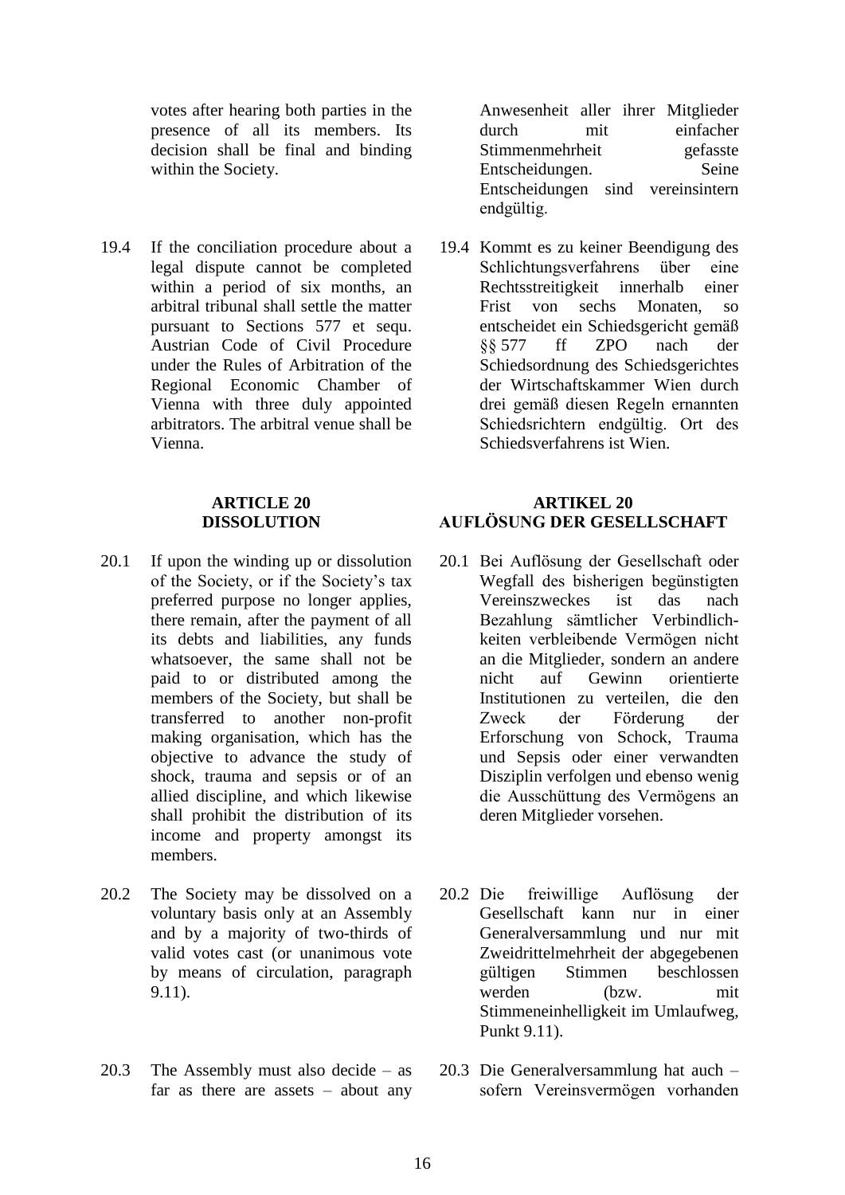votes after hearing both parties in the presence of all its members. Its decision shall be final and binding within the Society.

Anwesenheit aller ihrer Mitglieder durch mit einfacher Stimmenmehrheit gefasste Entscheidungen. Seine Entscheidungen sind vereinsintern endgültig.

19.4 If the conciliation procedure about a legal dispute cannot be completed within a period of six months, an arbitral tribunal shall settle the matter pursuant to Sections 577 et sequ. Austrian Code of Civil Procedure under the Rules of Arbitration of the Regional Economic Chamber of Vienna with three duly appointed arbitrators. The arbitral venue shall be Vienna.

19.4 Kommt es zu keiner Beendigung des Schlichtungsverfahrens über eine Rechtsstreitigkeit innerhalb einer Frist von sechs Monaten, so entscheidet ein Schiedsgericht gemäß §§ 577 ff ZPO nach der Schiedsordnung des Schiedsgerichtes der Wirtschaftskammer Wien durch drei gemäß diesen Regeln ernannten Schiedsrichtern endgültig. Ort des Schiedsverfahrens ist Wien.

## ARTICLE 20 DISSOLUTION

## ARTIKEL 20 AUFLÖSUNG DER GESELLSCHAFT

20.1 If upon the winding up or dissolution of the Society, or if the Society's tax preferred purpose no longer applies, there remain, after the payment of all its debts and liabilities, any funds whatsoever, the same shall not be paid to or distributed among the members of the Society, but shall be transferred to another non-profit making organisation, which has the objective to advance the study of shock, trauma and sepsis or of an allied discipline, and which likewise shall prohibit the distribution of its income and property amongst its members.

20.1 Bei Auflösung der Gesellschaft oder Wegfall des bisherigen begünstigten Vereinszweckes ist das nach Bezahlung sämtlicher Verbindlichkeiten verbleibende Vermögen nicht an die Mitglieder, sondern an andere nicht auf Gewinn orientierte Institutionen zu verteilen, die den Zweck der Förderung der Erforschung von Schock, Trauma und Sepsis oder einer verwandten Disziplin verfolgen und ebenso wenig die Ausschüttung des Vermögens an deren Mitglieder vorsehen.

20.2 The Society may be dissolved on a voluntary basis only at an Assembly and by a majority of two-thirds of valid votes cast (or unanimous vote by means of circulation, paragraph 9.11).

20.2 Die freiwillige Auflösung der Gesellschaft kann nur in einer Generalversammlung und nur mit Zweidrittelmehrheit der abgegebenen gültigen Stimmen beschlossen werden (bzw. mit Stimmeneinhelligkeit im Umlaufweg, Punkt 9.11).

20.3 The Assembly must also decide – as far as there are assets – about any

20.3 Die Generalversammlung hat auch – sofern Vereinsvermögen vorhanden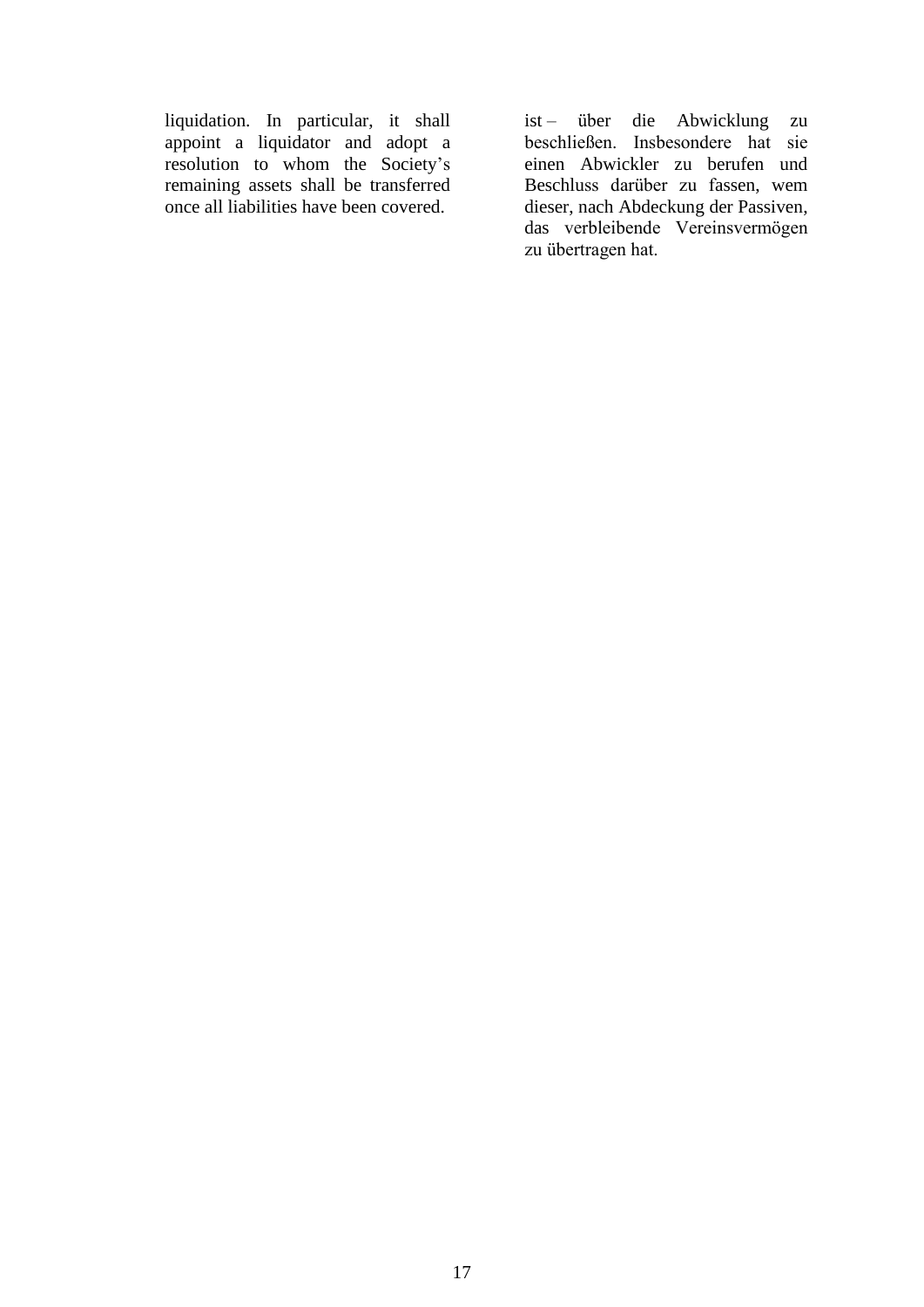liquidation. In particular, it shall appoint a liquidator and adopt a resolution to whom the Society's remaining assets shall be transferred once all liabilities have been covered.

ist – über die Abwicklung zu beschließen. Insbesondere hat sie einen Abwickler zu berufen und Beschluss darüber zu fassen, wem dieser, nach Abdeckung der Passiven, das verbleibende Vereinsvermögen zu übertragen hat.